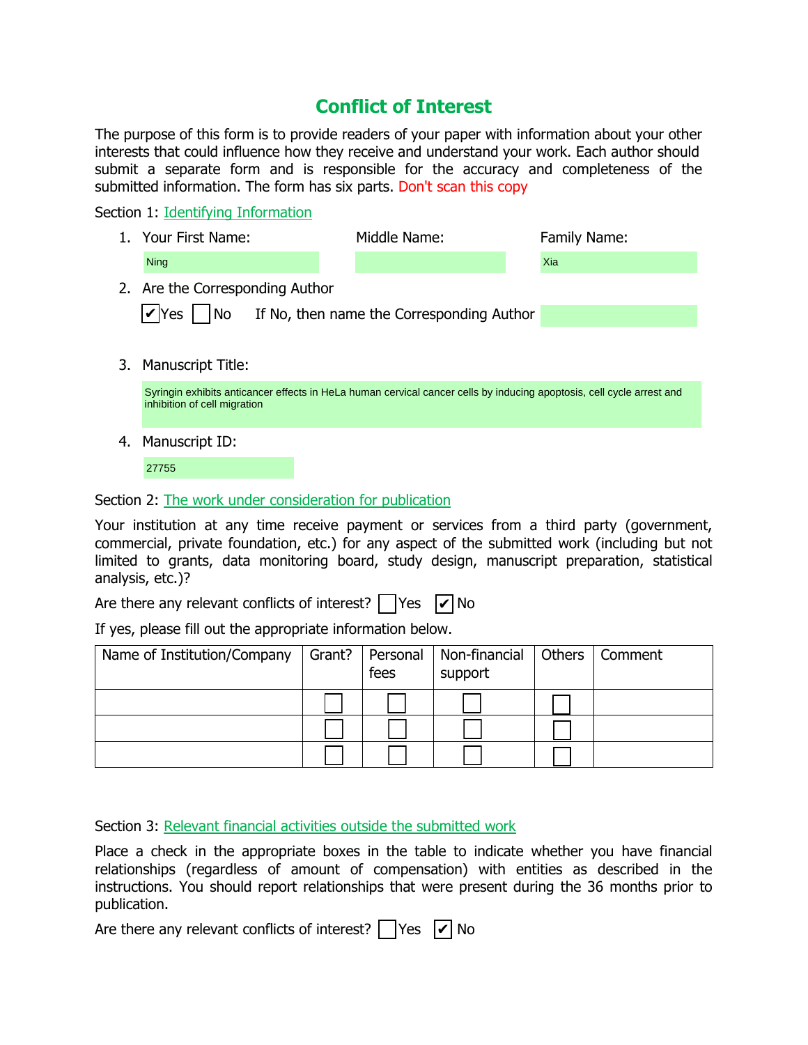# Conflict of Interest

The purpose of this form is to provide readers of your paper with information about your other interests that could influence how they receive and understand your work. Each author should submit a separate form and is responsible for the accuracy and completeness of the submitted information. The form has six parts. Don't scan this copy

Section 1: Identifying Information

1. Your First Name: Ning  Middle Name:  Family Name: Xia
2. Are the Corresponding Author

   ☑ Yes ☐ No  If No, then name the Corresponding Author

3. Manuscript Title:

   Syringin exhibits anticancer effects in HeLa human cervical cancer cells by inducing apoptosis, cell cycle arrest and inhibition of cell migration

4. Manuscript ID:

   27755

Section 2: The work under consideration for publication

Your institution at any time receive payment or services from a third party (government, commercial, private foundation, etc.) for any aspect of the submitted work (including but not limited to grants, data monitoring board, study design, manuscript preparation, statistical analysis, etc.)?

Are there any relevant conflicts of interest? ☐ Yes ☑ No

If yes, please fill out the appropriate information below.

| Name of Institution/Company | Grant? | Personal fees | Non-financial support | Others | Comment |
|---|---|---|---|---|---|
| | ☐ | ☐ | ☐ | ☐ | |
| | ☐ | ☐ | ☐ | ☐ | |
| | ☐ | ☐ | ☐ | ☐ | |

Section 3: Relevant financial activities outside the submitted work

Place a check in the appropriate boxes in the table to indicate whether you have financial relationships (regardless of amount of compensation) with entities as described in the instructions. You should report relationships that were present during the 36 months prior to publication.

Are there any relevant conflicts of interest? ☐ Yes ☑ No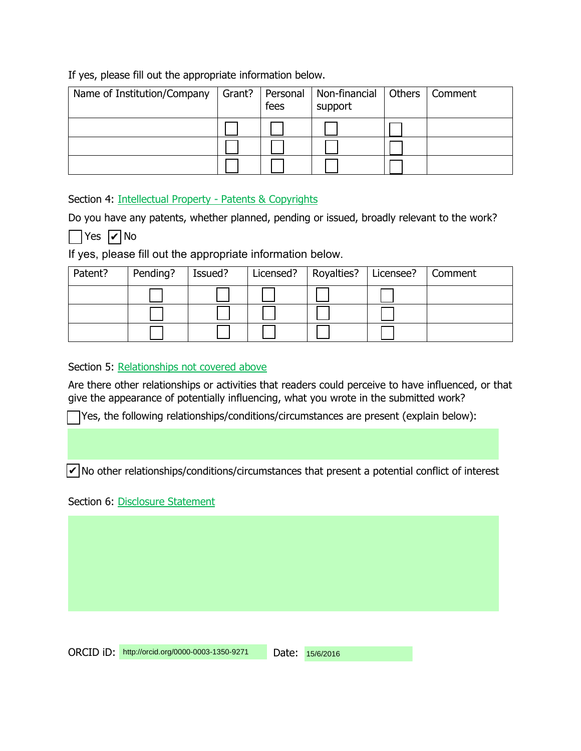If yes, please fill out the appropriate information below.

| Name of Institution/Company | Grant? | Personal fees | Non-financial support | Others | Comment |
|---|---|---|---|---|---|
| | ☐ | ☐ | ☐ | ☐ | |
| | ☐ | ☐ | ☐ | ☐ | |
| | ☐ | ☐ | ☐ | ☐ | |

Section 4: Intellectual Property - Patents & Copyrights

Do you have any patents, whether planned, pending or issued, broadly relevant to the work?

☐ Yes ☑ No

If yes, please fill out the appropriate information below.

| Patent? | Pending? | Issued? | Licensed? | Royalties? | Licensee? | Comment |
|---|---|---|---|---|---|---|
| | ☐ | ☐ | ☐ | ☐ | ☐ | |
| | ☐ | ☐ | ☐ | ☐ | ☐ | |
| | ☐ | ☐ | ☐ | ☐ | ☐ | |

Section 5: Relationships not covered above

Are there other relationships or activities that readers could perceive to have influenced, or that give the appearance of potentially influencing, what you wrote in the submitted work?

☐ Yes, the following relationships/conditions/circumstances are present (explain below):

☑ No other relationships/conditions/circumstances that present a potential conflict of interest

Section 6: Disclosure Statement

ORCID iD: http://orcid.org/0000-0003-1350-9271 Date: 15/6/2016